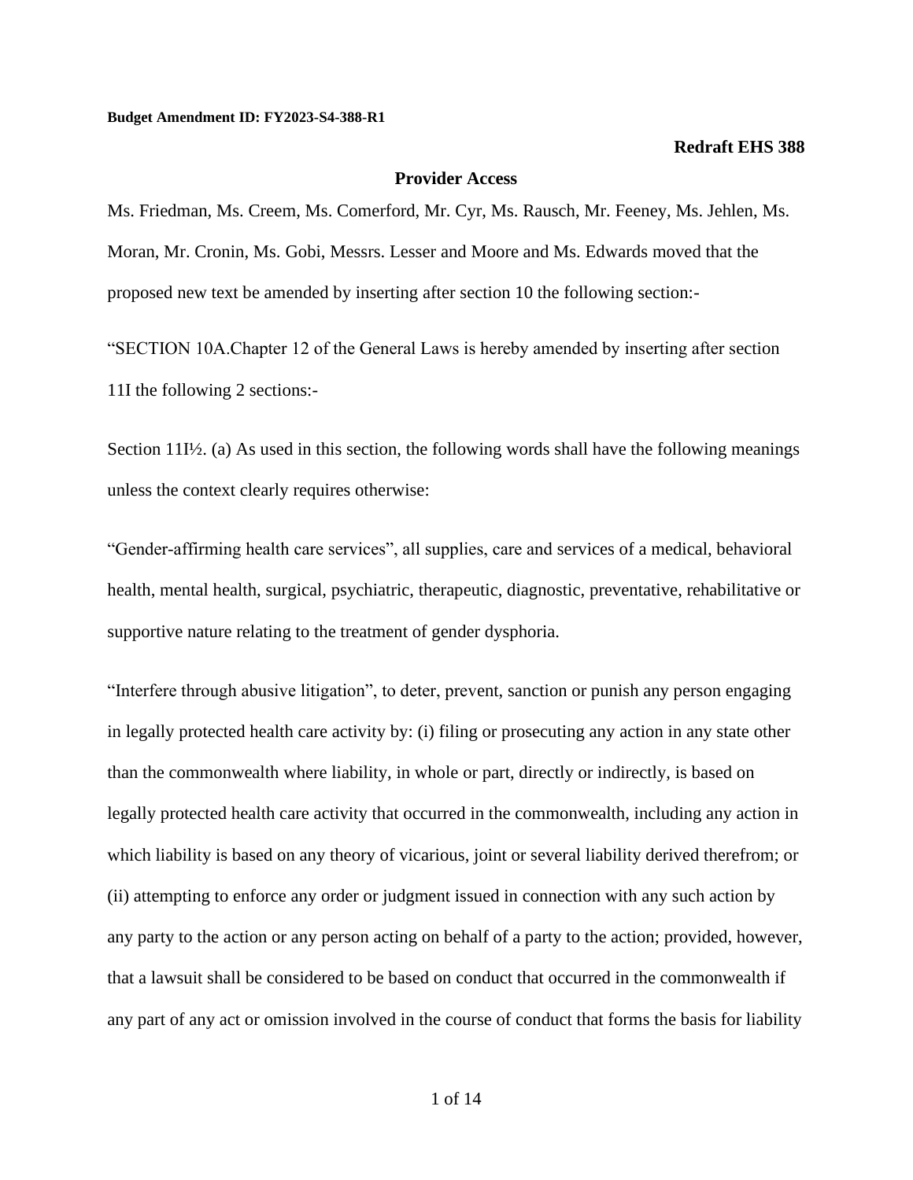**Budget Amendment ID: FY2023-S4-388-R1**

**Redraft EHS 388**

## Provider Access

Ms. Friedman, Ms. Creem, Ms. Comerford, Mr. Cyr, Ms. Rausch, Mr. Feeney, Ms. Jehlen, Ms. Moran, Mr. Cronin, Ms. Gobi, Messrs. Lesser and Moore and Ms. Edwards moved that the proposed new text be amended by inserting after section 10 the following section:-

"SECTION 10A.Chapter 12 of the General Laws is hereby amended by inserting after section 11I the following 2 sections:-

Section 11I½. (a) As used in this section, the following words shall have the following meanings unless the context clearly requires otherwise:

"Gender-affirming health care services", all supplies, care and services of a medical, behavioral health, mental health, surgical, psychiatric, therapeutic, diagnostic, preventative, rehabilitative or supportive nature relating to the treatment of gender dysphoria.

"Interfere through abusive litigation", to deter, prevent, sanction or punish any person engaging in legally protected health care activity by: (i) filing or prosecuting any action in any state other than the commonwealth where liability, in whole or part, directly or indirectly, is based on legally protected health care activity that occurred in the commonwealth, including any action in which liability is based on any theory of vicarious, joint or several liability derived therefrom; or (ii) attempting to enforce any order or judgment issued in connection with any such action by any party to the action or any person acting on behalf of a party to the action; provided, however, that a lawsuit shall be considered to be based on conduct that occurred in the commonwealth if any part of any act or omission involved in the course of conduct that forms the basis for liability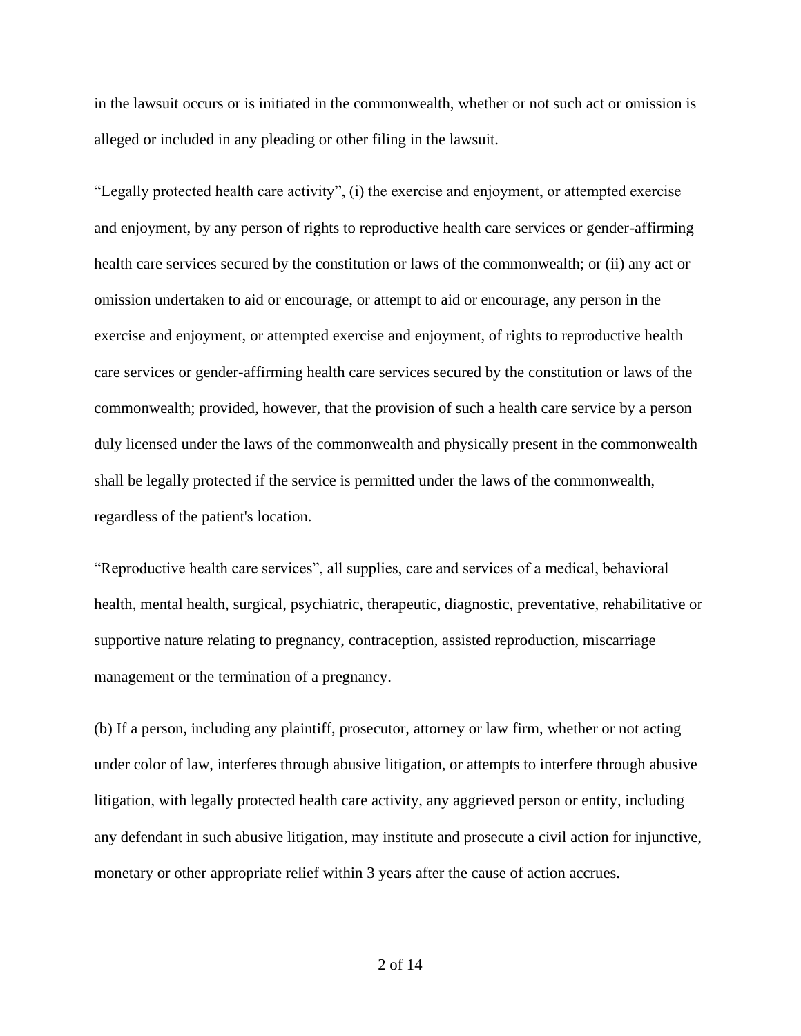in the lawsuit occurs or is initiated in the commonwealth, whether or not such act or omission is alleged or included in any pleading or other filing in the lawsuit.

"Legally protected health care activity", (i) the exercise and enjoyment, or attempted exercise and enjoyment, by any person of rights to reproductive health care services or gender-affirming health care services secured by the constitution or laws of the commonwealth; or (ii) any act or omission undertaken to aid or encourage, or attempt to aid or encourage, any person in the exercise and enjoyment, or attempted exercise and enjoyment, of rights to reproductive health care services or gender-affirming health care services secured by the constitution or laws of the commonwealth; provided, however, that the provision of such a health care service by a person duly licensed under the laws of the commonwealth and physically present in the commonwealth shall be legally protected if the service is permitted under the laws of the commonwealth, regardless of the patient's location.

"Reproductive health care services", all supplies, care and services of a medical, behavioral health, mental health, surgical, psychiatric, therapeutic, diagnostic, preventative, rehabilitative or supportive nature relating to pregnancy, contraception, assisted reproduction, miscarriage management or the termination of a pregnancy.

(b) If a person, including any plaintiff, prosecutor, attorney or law firm, whether or not acting under color of law, interferes through abusive litigation, or attempts to interfere through abusive litigation, with legally protected health care activity, any aggrieved person or entity, including any defendant in such abusive litigation, may institute and prosecute a civil action for injunctive, monetary or other appropriate relief within 3 years after the cause of action accrues.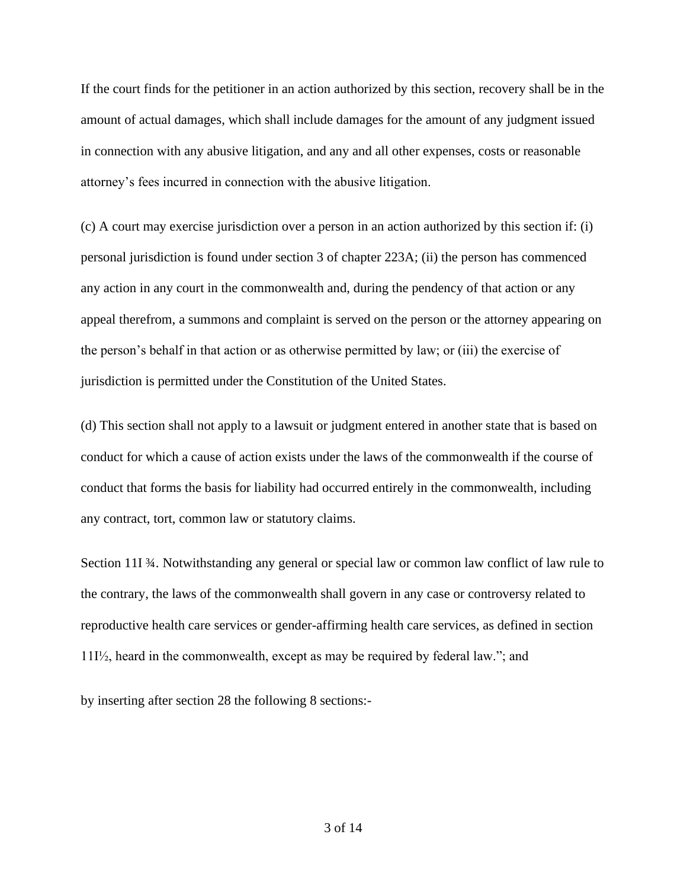If the court finds for the petitioner in an action authorized by this section, recovery shall be in the amount of actual damages, which shall include damages for the amount of any judgment issued in connection with any abusive litigation, and any and all other expenses, costs or reasonable attorney's fees incurred in connection with the abusive litigation.

(c) A court may exercise jurisdiction over a person in an action authorized by this section if: (i) personal jurisdiction is found under section 3 of chapter 223A; (ii) the person has commenced any action in any court in the commonwealth and, during the pendency of that action or any appeal therefrom, a summons and complaint is served on the person or the attorney appearing on the person's behalf in that action or as otherwise permitted by law; or (iii) the exercise of jurisdiction is permitted under the Constitution of the United States.

(d) This section shall not apply to a lawsuit or judgment entered in another state that is based on conduct for which a cause of action exists under the laws of the commonwealth if the course of conduct that forms the basis for liability had occurred entirely in the commonwealth, including any contract, tort, common law or statutory claims.

Section 11I ¾. Notwithstanding any general or special law or common law conflict of law rule to the contrary, the laws of the commonwealth shall govern in any case or controversy related to reproductive health care services or gender-affirming health care services, as defined in section 11I½, heard in the commonwealth, except as may be required by federal law."; and

by inserting after section 28 the following 8 sections:-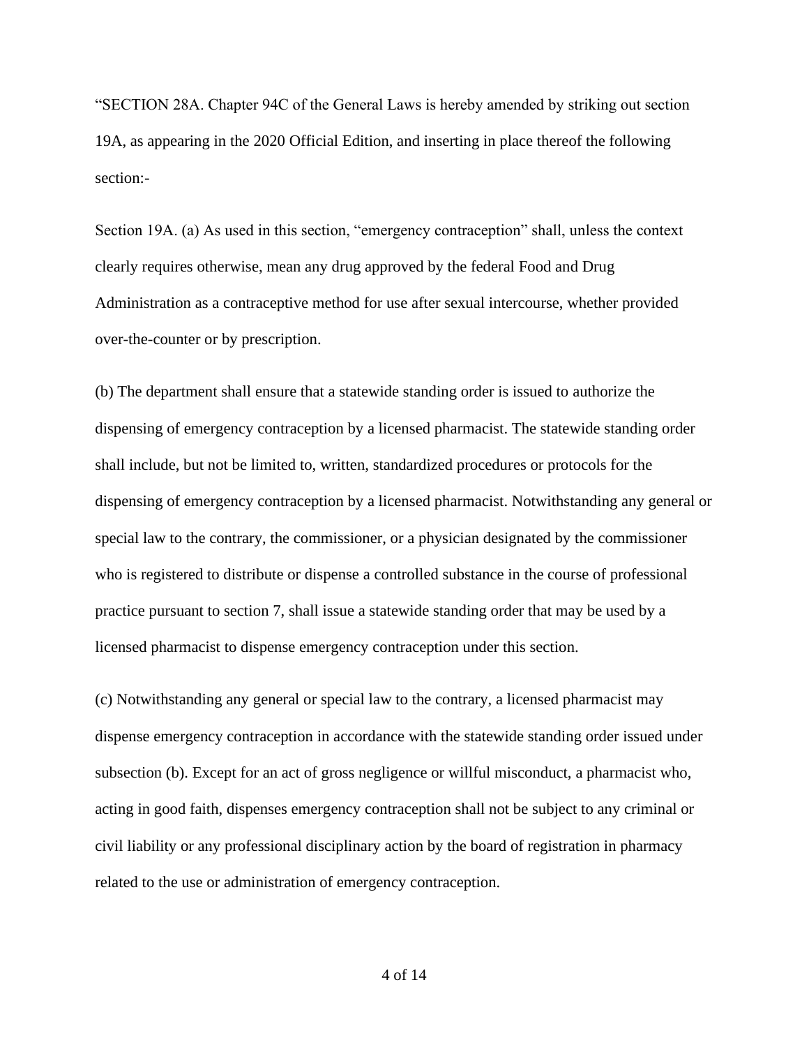"SECTION 28A. Chapter 94C of the General Laws is hereby amended by striking out section 19A, as appearing in the 2020 Official Edition, and inserting in place thereof the following section:-

Section 19A. (a) As used in this section, "emergency contraception" shall, unless the context clearly requires otherwise, mean any drug approved by the federal Food and Drug Administration as a contraceptive method for use after sexual intercourse, whether provided over-the-counter or by prescription.

(b) The department shall ensure that a statewide standing order is issued to authorize the dispensing of emergency contraception by a licensed pharmacist. The statewide standing order shall include, but not be limited to, written, standardized procedures or protocols for the dispensing of emergency contraception by a licensed pharmacist. Notwithstanding any general or special law to the contrary, the commissioner, or a physician designated by the commissioner who is registered to distribute or dispense a controlled substance in the course of professional practice pursuant to section 7, shall issue a statewide standing order that may be used by a licensed pharmacist to dispense emergency contraception under this section.

(c) Notwithstanding any general or special law to the contrary, a licensed pharmacist may dispense emergency contraception in accordance with the statewide standing order issued under subsection (b). Except for an act of gross negligence or willful misconduct, a pharmacist who, acting in good faith, dispenses emergency contraception shall not be subject to any criminal or civil liability or any professional disciplinary action by the board of registration in pharmacy related to the use or administration of emergency contraception.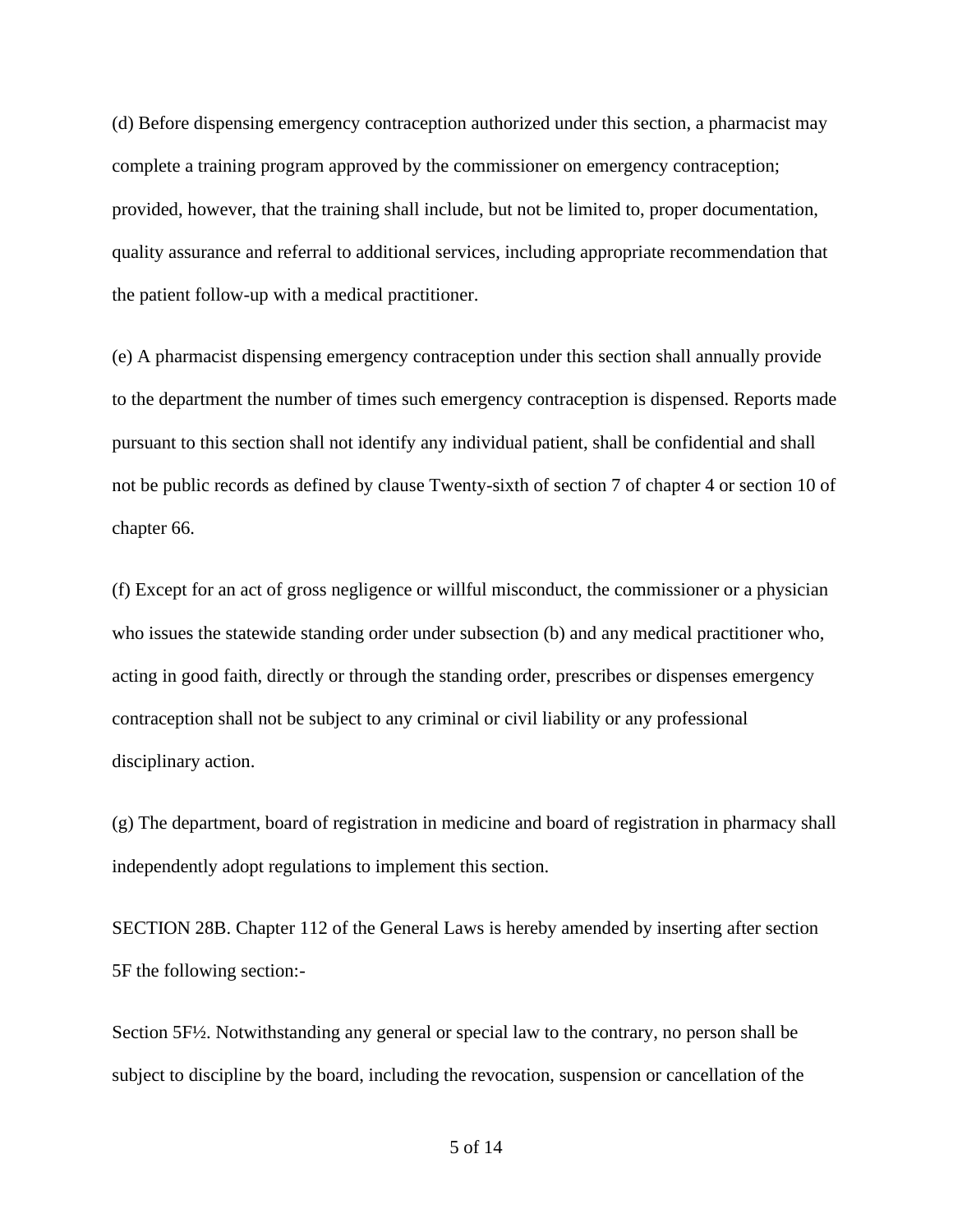(d) Before dispensing emergency contraception authorized under this section, a pharmacist may complete a training program approved by the commissioner on emergency contraception; provided, however, that the training shall include, but not be limited to, proper documentation, quality assurance and referral to additional services, including appropriate recommendation that the patient follow-up with a medical practitioner.

(e) A pharmacist dispensing emergency contraception under this section shall annually provide to the department the number of times such emergency contraception is dispensed. Reports made pursuant to this section shall not identify any individual patient, shall be confidential and shall not be public records as defined by clause Twenty-sixth of section 7 of chapter 4 or section 10 of chapter 66.

(f) Except for an act of gross negligence or willful misconduct, the commissioner or a physician who issues the statewide standing order under subsection (b) and any medical practitioner who, acting in good faith, directly or through the standing order, prescribes or dispenses emergency contraception shall not be subject to any criminal or civil liability or any professional disciplinary action.

(g) The department, board of registration in medicine and board of registration in pharmacy shall independently adopt regulations to implement this section.

SECTION 28B. Chapter 112 of the General Laws is hereby amended by inserting after section 5F the following section:-

Section 5F½. Notwithstanding any general or special law to the contrary, no person shall be subject to discipline by the board, including the revocation, suspension or cancellation of the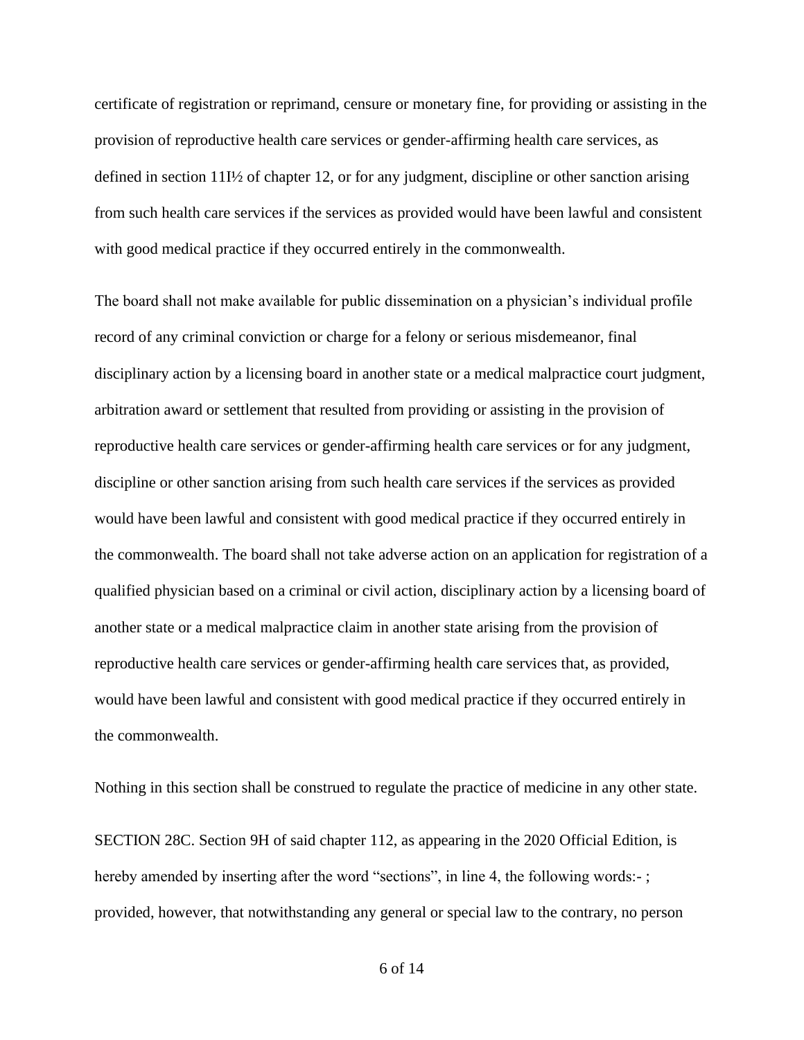certificate of registration or reprimand, censure or monetary fine, for providing or assisting in the provision of reproductive health care services or gender-affirming health care services, as defined in section 11I½ of chapter 12, or for any judgment, discipline or other sanction arising from such health care services if the services as provided would have been lawful and consistent with good medical practice if they occurred entirely in the commonwealth.

The board shall not make available for public dissemination on a physician's individual profile record of any criminal conviction or charge for a felony or serious misdemeanor, final disciplinary action by a licensing board in another state or a medical malpractice court judgment, arbitration award or settlement that resulted from providing or assisting in the provision of reproductive health care services or gender-affirming health care services or for any judgment, discipline or other sanction arising from such health care services if the services as provided would have been lawful and consistent with good medical practice if they occurred entirely in the commonwealth. The board shall not take adverse action on an application for registration of a qualified physician based on a criminal or civil action, disciplinary action by a licensing board of another state or a medical malpractice claim in another state arising from the provision of reproductive health care services or gender-affirming health care services that, as provided, would have been lawful and consistent with good medical practice if they occurred entirely in the commonwealth.

Nothing in this section shall be construed to regulate the practice of medicine in any other state.

SECTION 28C. Section 9H of said chapter 112, as appearing in the 2020 Official Edition, is hereby amended by inserting after the word "sections", in line 4, the following words:- ; provided, however, that notwithstanding any general or special law to the contrary, no person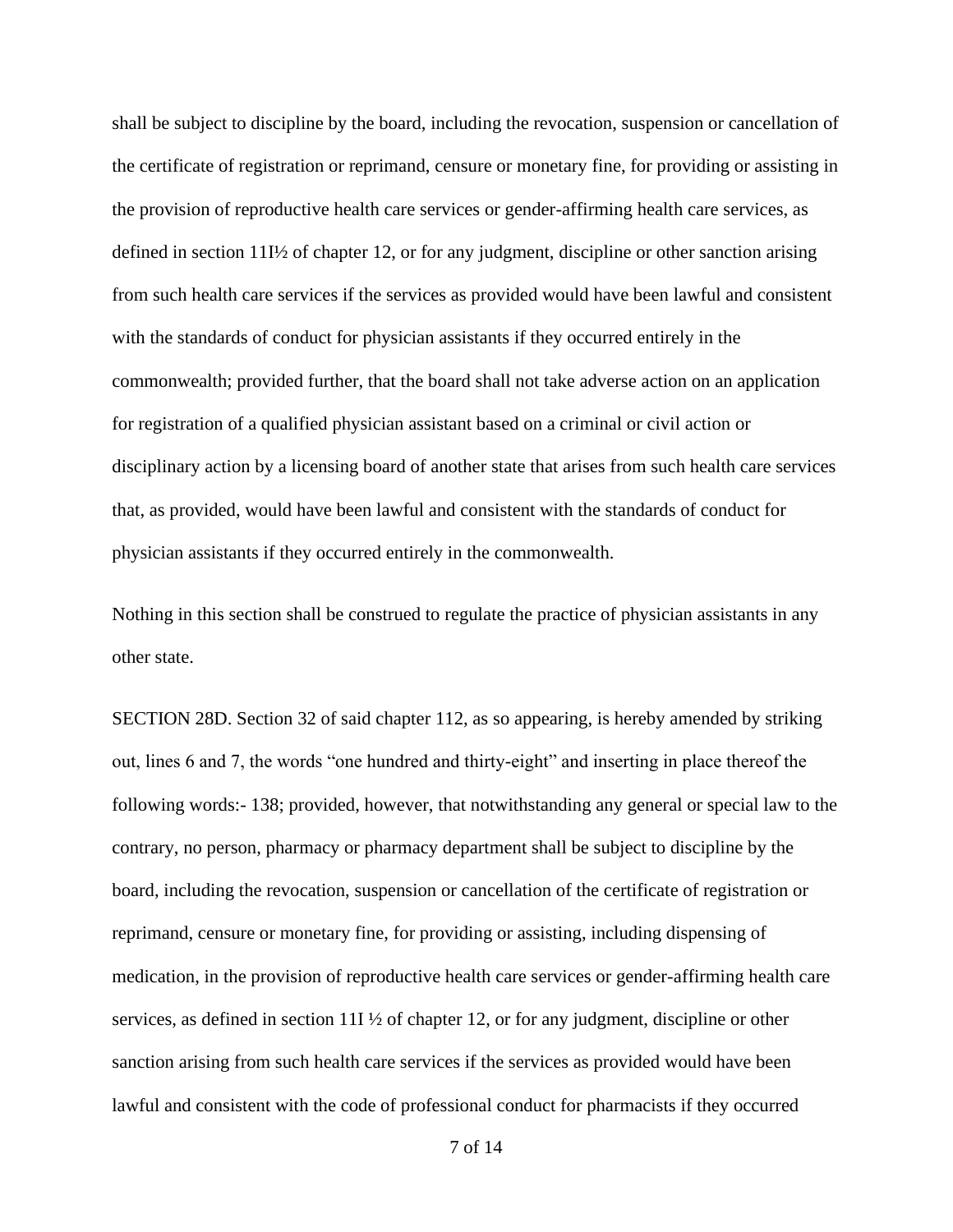shall be subject to discipline by the board, including the revocation, suspension or cancellation of the certificate of registration or reprimand, censure or monetary fine, for providing or assisting in the provision of reproductive health care services or gender-affirming health care services, as defined in section 11I½ of chapter 12, or for any judgment, discipline or other sanction arising from such health care services if the services as provided would have been lawful and consistent with the standards of conduct for physician assistants if they occurred entirely in the commonwealth; provided further, that the board shall not take adverse action on an application for registration of a qualified physician assistant based on a criminal or civil action or disciplinary action by a licensing board of another state that arises from such health care services that, as provided, would have been lawful and consistent with the standards of conduct for physician assistants if they occurred entirely in the commonwealth.

Nothing in this section shall be construed to regulate the practice of physician assistants in any other state.

SECTION 28D. Section 32 of said chapter 112, as so appearing, is hereby amended by striking out, lines 6 and 7, the words "one hundred and thirty-eight" and inserting in place thereof the following words:- 138; provided, however, that notwithstanding any general or special law to the contrary, no person, pharmacy or pharmacy department shall be subject to discipline by the board, including the revocation, suspension or cancellation of the certificate of registration or reprimand, censure or monetary fine, for providing or assisting, including dispensing of medication, in the provision of reproductive health care services or gender-affirming health care services, as defined in section 11I ½ of chapter 12, or for any judgment, discipline or other sanction arising from such health care services if the services as provided would have been lawful and consistent with the code of professional conduct for pharmacists if they occurred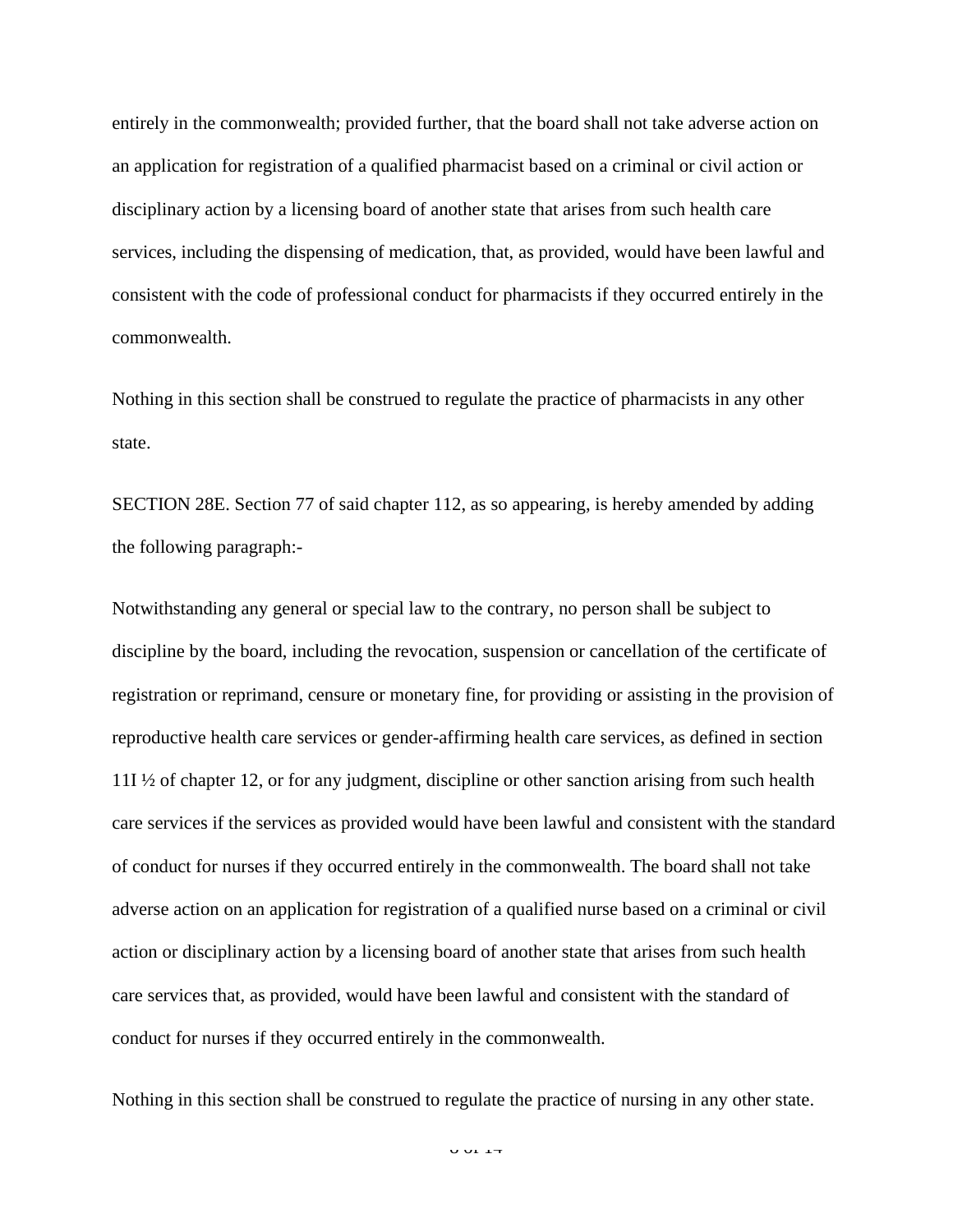entirely in the commonwealth; provided further, that the board shall not take adverse action on an application for registration of a qualified pharmacist based on a criminal or civil action or disciplinary action by a licensing board of another state that arises from such health care services, including the dispensing of medication, that, as provided, would have been lawful and consistent with the code of professional conduct for pharmacists if they occurred entirely in the commonwealth.

Nothing in this section shall be construed to regulate the practice of pharmacists in any other state.

SECTION 28E. Section 77 of said chapter 112, as so appearing, is hereby amended by adding the following paragraph:-

Notwithstanding any general or special law to the contrary, no person shall be subject to discipline by the board, including the revocation, suspension or cancellation of the certificate of registration or reprimand, censure or monetary fine, for providing or assisting in the provision of reproductive health care services or gender-affirming health care services, as defined in section 11I ½ of chapter 12, or for any judgment, discipline or other sanction arising from such health care services if the services as provided would have been lawful and consistent with the standard of conduct for nurses if they occurred entirely in the commonwealth. The board shall not take adverse action on an application for registration of a qualified nurse based on a criminal or civil action or disciplinary action by a licensing board of another state that arises from such health care services that, as provided, would have been lawful and consistent with the standard of conduct for nurses if they occurred entirely in the commonwealth.

Nothing in this section shall be construed to regulate the practice of nursing in any other state.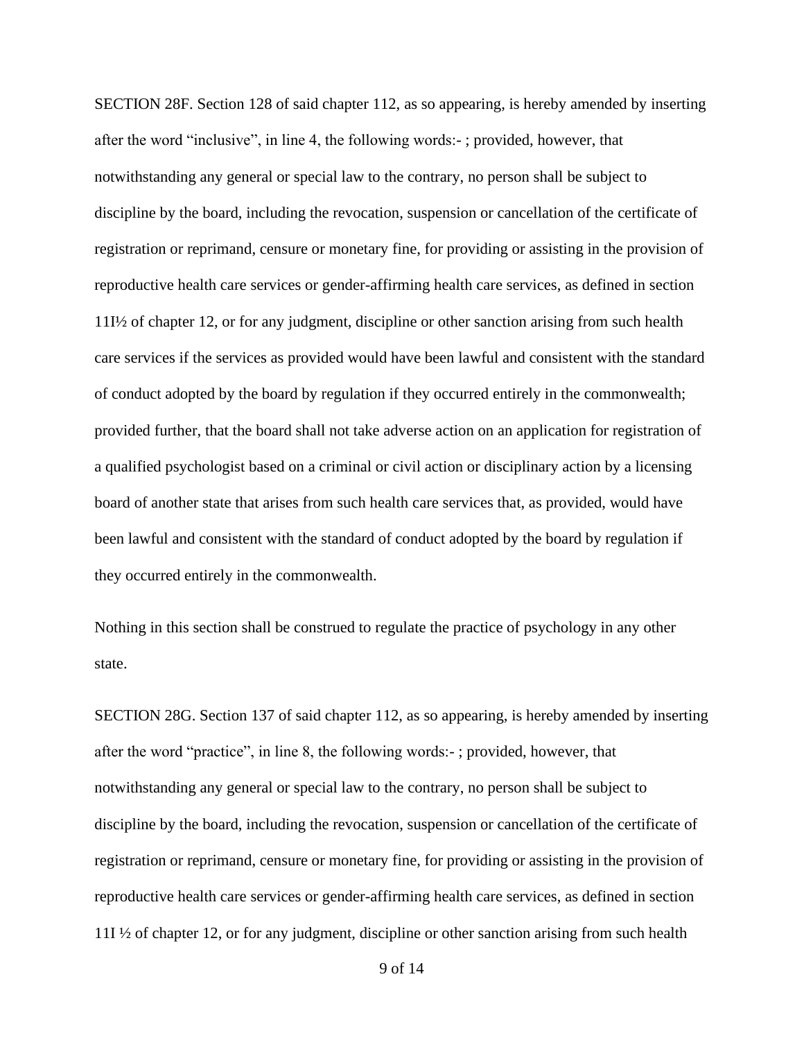SECTION 28F. Section 128 of said chapter 112, as so appearing, is hereby amended by inserting after the word "inclusive", in line 4, the following words:- ; provided, however, that notwithstanding any general or special law to the contrary, no person shall be subject to discipline by the board, including the revocation, suspension or cancellation of the certificate of registration or reprimand, censure or monetary fine, for providing or assisting in the provision of reproductive health care services or gender-affirming health care services, as defined in section 11I½ of chapter 12, or for any judgment, discipline or other sanction arising from such health care services if the services as provided would have been lawful and consistent with the standard of conduct adopted by the board by regulation if they occurred entirely in the commonwealth; provided further, that the board shall not take adverse action on an application for registration of a qualified psychologist based on a criminal or civil action or disciplinary action by a licensing board of another state that arises from such health care services that, as provided, would have been lawful and consistent with the standard of conduct adopted by the board by regulation if they occurred entirely in the commonwealth.

Nothing in this section shall be construed to regulate the practice of psychology in any other state.

SECTION 28G. Section 137 of said chapter 112, as so appearing, is hereby amended by inserting after the word "practice", in line 8, the following words:- ; provided, however, that notwithstanding any general or special law to the contrary, no person shall be subject to discipline by the board, including the revocation, suspension or cancellation of the certificate of registration or reprimand, censure or monetary fine, for providing or assisting in the provision of reproductive health care services or gender-affirming health care services, as defined in section 11I ½ of chapter 12, or for any judgment, discipline or other sanction arising from such health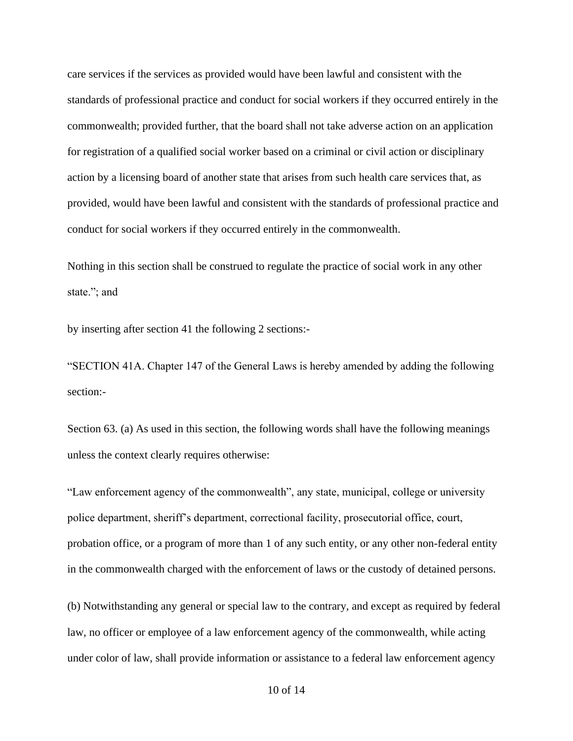care services if the services as provided would have been lawful and consistent with the standards of professional practice and conduct for social workers if they occurred entirely in the commonwealth; provided further, that the board shall not take adverse action on an application for registration of a qualified social worker based on a criminal or civil action or disciplinary action by a licensing board of another state that arises from such health care services that, as provided, would have been lawful and consistent with the standards of professional practice and conduct for social workers if they occurred entirely in the commonwealth.

Nothing in this section shall be construed to regulate the practice of social work in any other state."; and

by inserting after section 41 the following 2 sections:-

"SECTION 41A. Chapter 147 of the General Laws is hereby amended by adding the following section:-

Section 63. (a) As used in this section, the following words shall have the following meanings unless the context clearly requires otherwise:

"Law enforcement agency of the commonwealth", any state, municipal, college or university police department, sheriff's department, correctional facility, prosecutorial office, court, probation office, or a program of more than 1 of any such entity, or any other non-federal entity in the commonwealth charged with the enforcement of laws or the custody of detained persons.

(b) Notwithstanding any general or special law to the contrary, and except as required by federal law, no officer or employee of a law enforcement agency of the commonwealth, while acting under color of law, shall provide information or assistance to a federal law enforcement agency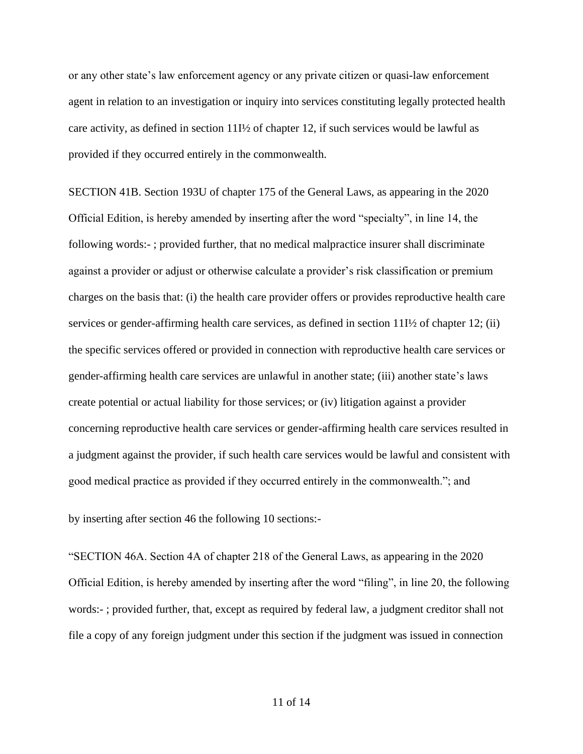or any other state's law enforcement agency or any private citizen or quasi-law enforcement agent in relation to an investigation or inquiry into services constituting legally protected health care activity, as defined in section 11I½ of chapter 12, if such services would be lawful as provided if they occurred entirely in the commonwealth.

SECTION 41B. Section 193U of chapter 175 of the General Laws, as appearing in the 2020 Official Edition, is hereby amended by inserting after the word "specialty", in line 14, the following words:- ; provided further, that no medical malpractice insurer shall discriminate against a provider or adjust or otherwise calculate a provider's risk classification or premium charges on the basis that: (i) the health care provider offers or provides reproductive health care services or gender-affirming health care services, as defined in section 11I½ of chapter 12; (ii) the specific services offered or provided in connection with reproductive health care services or gender-affirming health care services are unlawful in another state; (iii) another state's laws create potential or actual liability for those services; or (iv) litigation against a provider concerning reproductive health care services or gender-affirming health care services resulted in a judgment against the provider, if such health care services would be lawful and consistent with good medical practice as provided if they occurred entirely in the commonwealth."; and

by inserting after section 46 the following 10 sections:-

"SECTION 46A. Section 4A of chapter 218 of the General Laws, as appearing in the 2020 Official Edition, is hereby amended by inserting after the word "filing", in line 20, the following words:- ; provided further, that, except as required by federal law, a judgment creditor shall not file a copy of any foreign judgment under this section if the judgment was issued in connection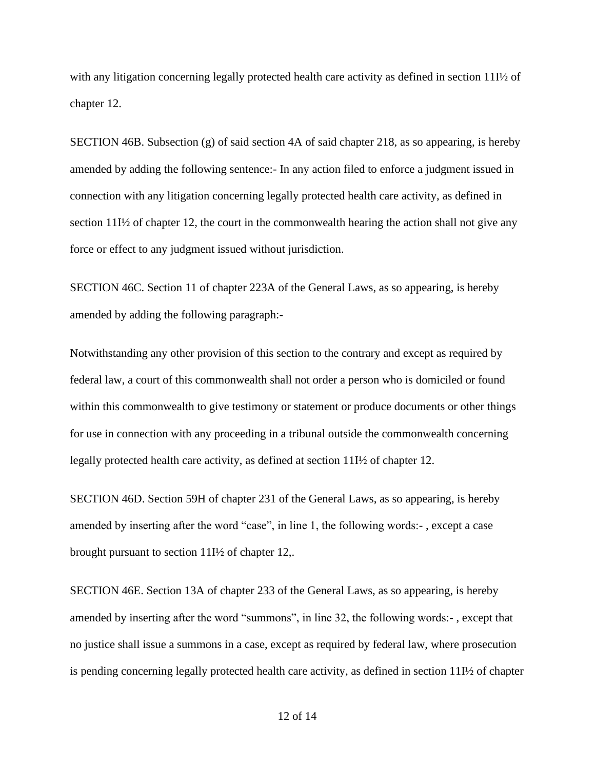with any litigation concerning legally protected health care activity as defined in section 11I½ of chapter 12.

SECTION 46B. Subsection (g) of said section 4A of said chapter 218, as so appearing, is hereby amended by adding the following sentence:- In any action filed to enforce a judgment issued in connection with any litigation concerning legally protected health care activity, as defined in section 11I½ of chapter 12, the court in the commonwealth hearing the action shall not give any force or effect to any judgment issued without jurisdiction.

SECTION 46C. Section 11 of chapter 223A of the General Laws, as so appearing, is hereby amended by adding the following paragraph:-

Notwithstanding any other provision of this section to the contrary and except as required by federal law, a court of this commonwealth shall not order a person who is domiciled or found within this commonwealth to give testimony or statement or produce documents or other things for use in connection with any proceeding in a tribunal outside the commonwealth concerning legally protected health care activity, as defined at section 11I½ of chapter 12.

SECTION 46D. Section 59H of chapter 231 of the General Laws, as so appearing, is hereby amended by inserting after the word "case", in line 1, the following words:- , except a case brought pursuant to section 11I½ of chapter 12,.

SECTION 46E. Section 13A of chapter 233 of the General Laws, as so appearing, is hereby amended by inserting after the word "summons", in line 32, the following words:- , except that no justice shall issue a summons in a case, except as required by federal law, where prosecution is pending concerning legally protected health care activity, as defined in section 11I½ of chapter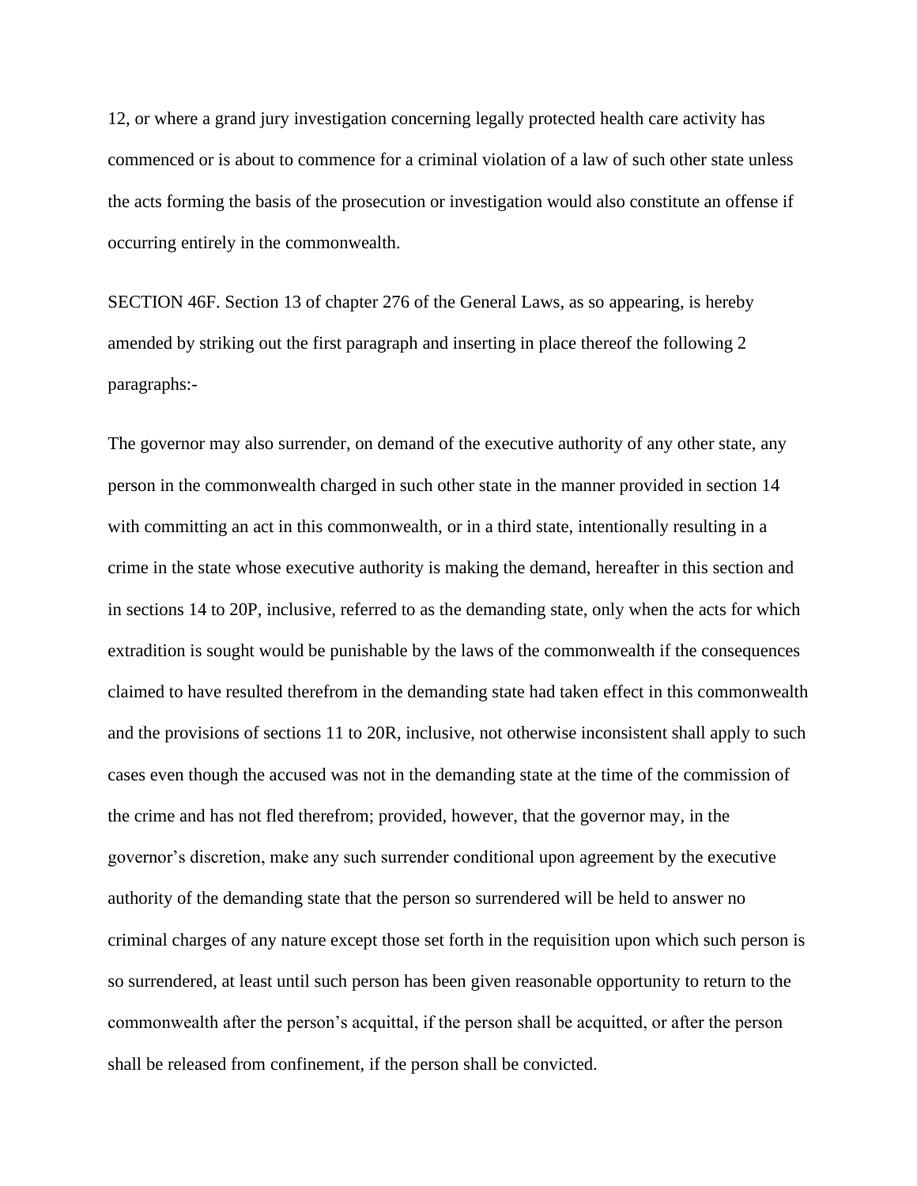12, or where a grand jury investigation concerning legally protected health care activity has commenced or is about to commence for a criminal violation of a law of such other state unless the acts forming the basis of the prosecution or investigation would also constitute an offense if occurring entirely in the commonwealth.

SECTION 46F. Section 13 of chapter 276 of the General Laws, as so appearing, is hereby amended by striking out the first paragraph and inserting in place thereof the following 2 paragraphs:-

The governor may also surrender, on demand of the executive authority of any other state, any person in the commonwealth charged in such other state in the manner provided in section 14 with committing an act in this commonwealth, or in a third state, intentionally resulting in a crime in the state whose executive authority is making the demand, hereafter in this section and in sections 14 to 20P, inclusive, referred to as the demanding state, only when the acts for which extradition is sought would be punishable by the laws of the commonwealth if the consequences claimed to have resulted therefrom in the demanding state had taken effect in this commonwealth and the provisions of sections 11 to 20R, inclusive, not otherwise inconsistent shall apply to such cases even though the accused was not in the demanding state at the time of the commission of the crime and has not fled therefrom; provided, however, that the governor may, in the governor’s discretion, make any such surrender conditional upon agreement by the executive authority of the demanding state that the person so surrendered will be held to answer no criminal charges of any nature except those set forth in the requisition upon which such person is so surrendered, at least until such person has been given reasonable opportunity to return to the commonwealth after the person’s acquittal, if the person shall be acquitted, or after the person shall be released from confinement, if the person shall be convicted.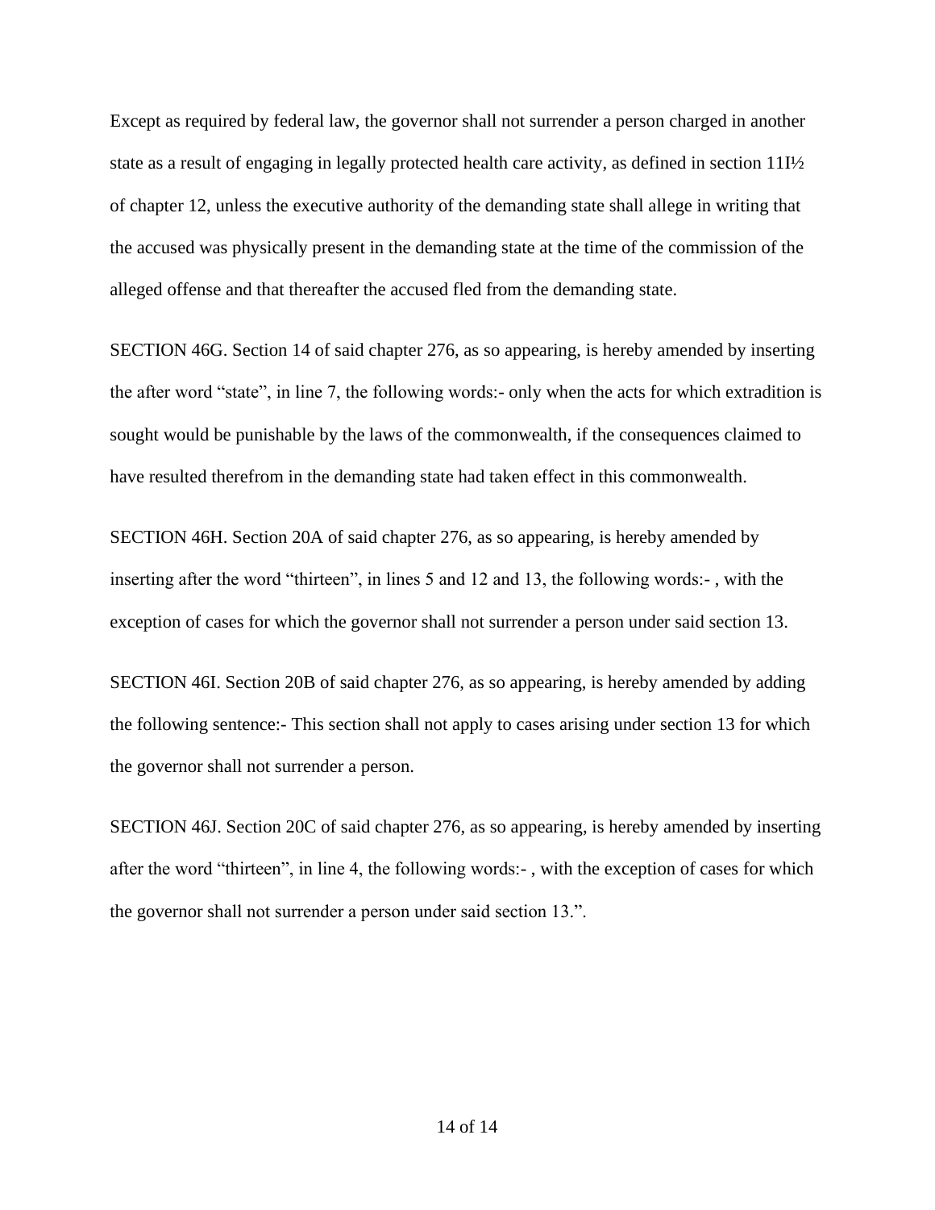Except as required by federal law, the governor shall not surrender a person charged in another state as a result of engaging in legally protected health care activity, as defined in section 11I½ of chapter 12, unless the executive authority of the demanding state shall allege in writing that the accused was physically present in the demanding state at the time of the commission of the alleged offense and that thereafter the accused fled from the demanding state.

SECTION 46G. Section 14 of said chapter 276, as so appearing, is hereby amended by inserting the after word "state", in line 7, the following words:- only when the acts for which extradition is sought would be punishable by the laws of the commonwealth, if the consequences claimed to have resulted therefrom in the demanding state had taken effect in this commonwealth.

SECTION 46H. Section 20A of said chapter 276, as so appearing, is hereby amended by inserting after the word "thirteen", in lines 5 and 12 and 13, the following words:- , with the exception of cases for which the governor shall not surrender a person under said section 13.

SECTION 46I. Section 20B of said chapter 276, as so appearing, is hereby amended by adding the following sentence:- This section shall not apply to cases arising under section 13 for which the governor shall not surrender a person.

SECTION 46J. Section 20C of said chapter 276, as so appearing, is hereby amended by inserting after the word "thirteen", in line 4, the following words:- , with the exception of cases for which the governor shall not surrender a person under said section 13.".